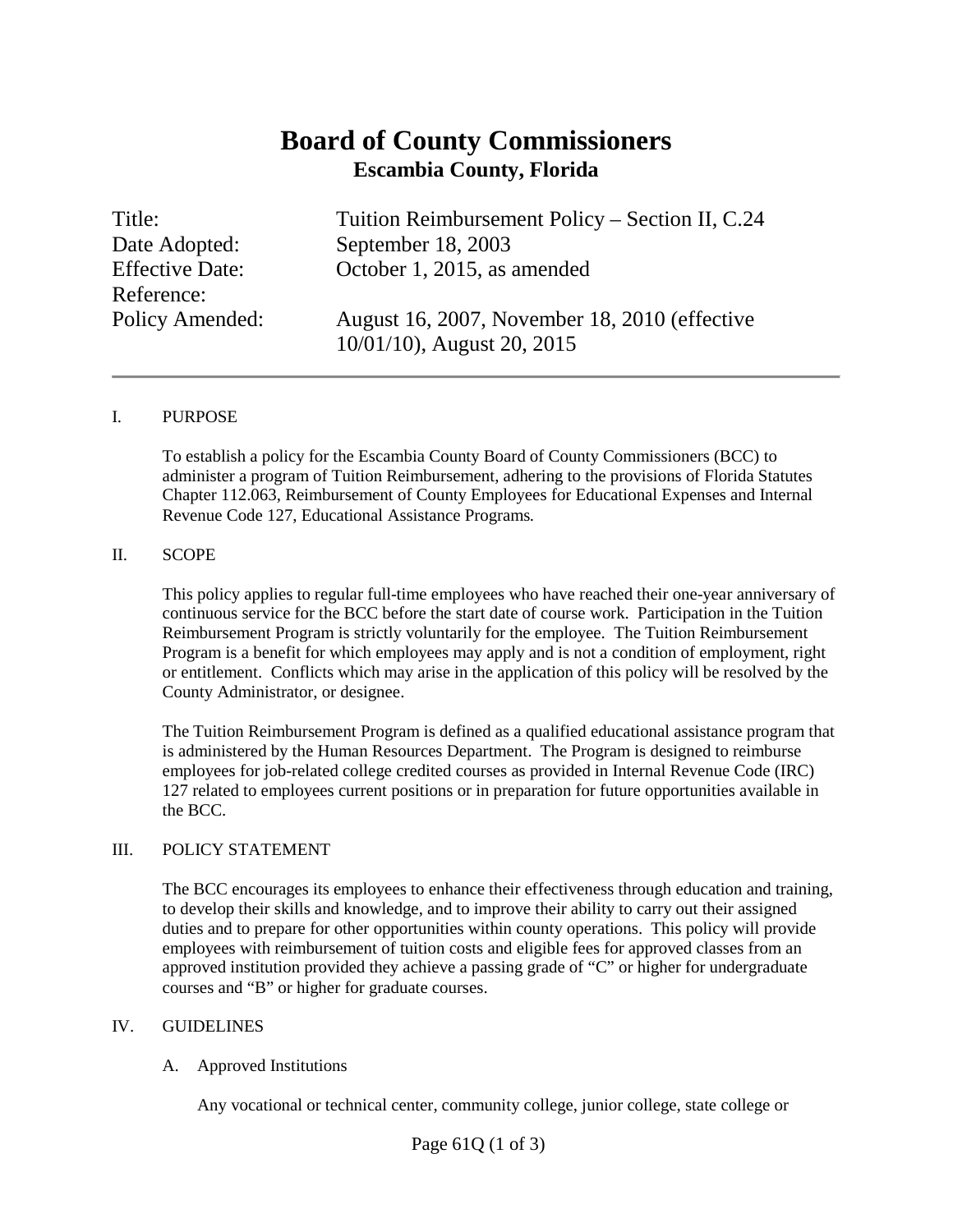# Board of County Commissioners
## Escambia County, Florida

| | |
|---|---|
| Title: | Tuition Reimbursement Policy – Section II, C.24 |
| Date Adopted: | September 18, 2003 |
| Effective Date: | October 1, 2015, as amended |
| Reference: | |
| Policy Amended: | August 16, 2007, November 18, 2010 (effective 10/01/10), August 20, 2015 |

---

I. PURPOSE

To establish a policy for the Escambia County Board of County Commissioners (BCC) to administer a program of Tuition Reimbursement, adhering to the provisions of Florida Statutes Chapter 112.063, Reimbursement of County Employees for Educational Expenses and Internal Revenue Code 127, Educational Assistance Programs.

II. SCOPE

This policy applies to regular full-time employees who have reached their one-year anniversary of continuous service for the BCC before the start date of course work. Participation in the Tuition Reimbursement Program is strictly voluntarily for the employee. The Tuition Reimbursement Program is a benefit for which employees may apply and is not a condition of employment, right or entitlement. Conflicts which may arise in the application of this policy will be resolved by the County Administrator, or designee.

The Tuition Reimbursement Program is defined as a qualified educational assistance program that is administered by the Human Resources Department. The Program is designed to reimburse employees for job-related college credited courses as provided in Internal Revenue Code (IRC) 127 related to employees current positions or in preparation for future opportunities available in the BCC.

III. POLICY STATEMENT

The BCC encourages its employees to enhance their effectiveness through education and training, to develop their skills and knowledge, and to improve their ability to carry out their assigned duties and to prepare for other opportunities within county operations. This policy will provide employees with reimbursement of tuition costs and eligible fees for approved classes from an approved institution provided they achieve a passing grade of "C" or higher for undergraduate courses and "B" or higher for graduate courses.

IV. GUIDELINES

A. Approved Institutions

Any vocational or technical center, community college, junior college, state college or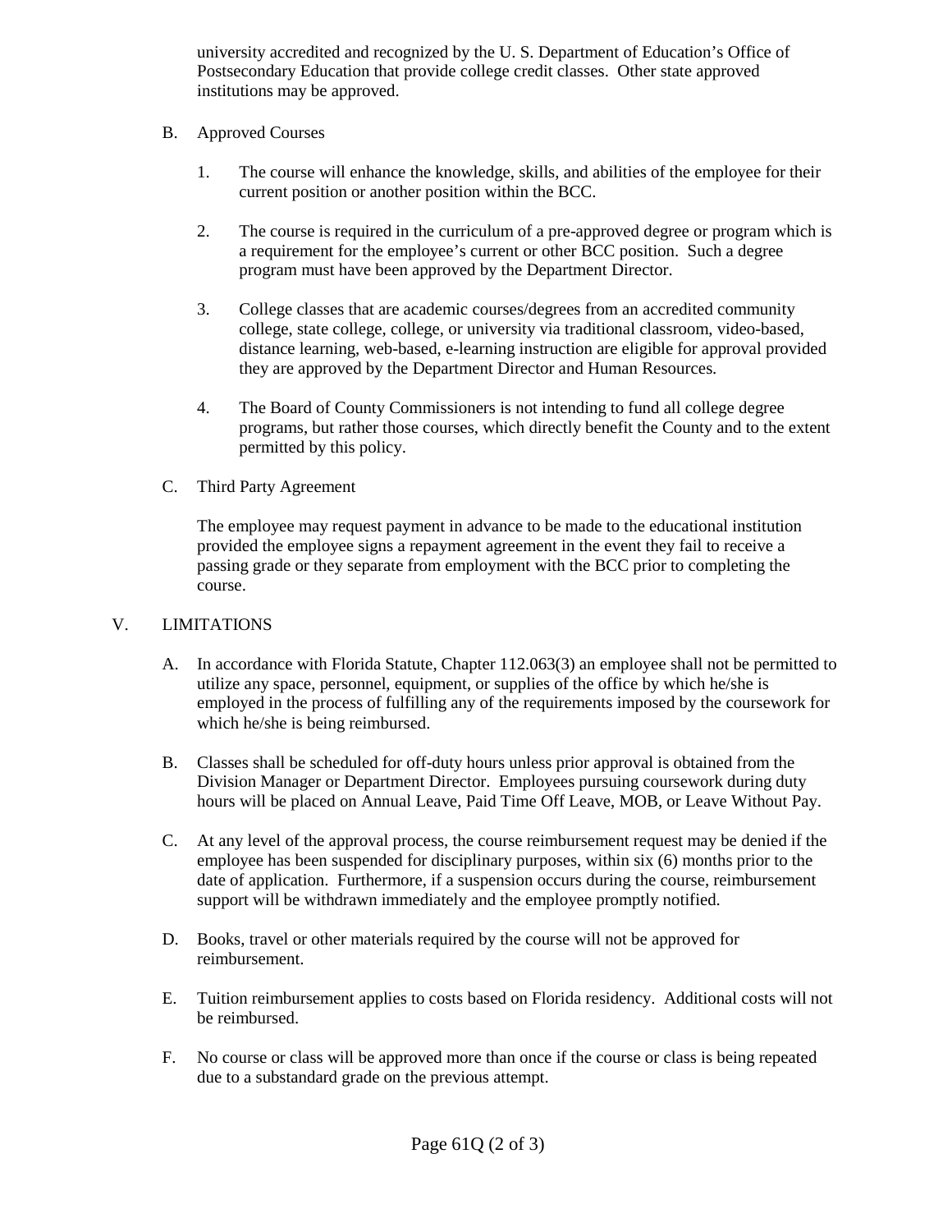university accredited and recognized by the U. S. Department of Education's Office of Postsecondary Education that provide college credit classes. Other state approved institutions may be approved.

B. Approved Courses

1. The course will enhance the knowledge, skills, and abilities of the employee for their current position or another position within the BCC.

2. The course is required in the curriculum of a pre-approved degree or program which is a requirement for the employee's current or other BCC position. Such a degree program must have been approved by the Department Director.

3. College classes that are academic courses/degrees from an accredited community college, state college, college, or university via traditional classroom, video-based, distance learning, web-based, e-learning instruction are eligible for approval provided they are approved by the Department Director and Human Resources.

4. The Board of County Commissioners is not intending to fund all college degree programs, but rather those courses, which directly benefit the County and to the extent permitted by this policy.

C. Third Party Agreement

The employee may request payment in advance to be made to the educational institution provided the employee signs a repayment agreement in the event they fail to receive a passing grade or they separate from employment with the BCC prior to completing the course.

V. LIMITATIONS

A. In accordance with Florida Statute, Chapter 112.063(3) an employee shall not be permitted to utilize any space, personnel, equipment, or supplies of the office by which he/she is employed in the process of fulfilling any of the requirements imposed by the coursework for which he/she is being reimbursed.

B. Classes shall be scheduled for off-duty hours unless prior approval is obtained from the Division Manager or Department Director. Employees pursuing coursework during duty hours will be placed on Annual Leave, Paid Time Off Leave, MOB, or Leave Without Pay.

C. At any level of the approval process, the course reimbursement request may be denied if the employee has been suspended for disciplinary purposes, within six (6) months prior to the date of application. Furthermore, if a suspension occurs during the course, reimbursement support will be withdrawn immediately and the employee promptly notified.

D. Books, travel or other materials required by the course will not be approved for reimbursement.

E. Tuition reimbursement applies to costs based on Florida residency. Additional costs will not be reimbursed.

F. No course or class will be approved more than once if the course or class is being repeated due to a substandard grade on the previous attempt.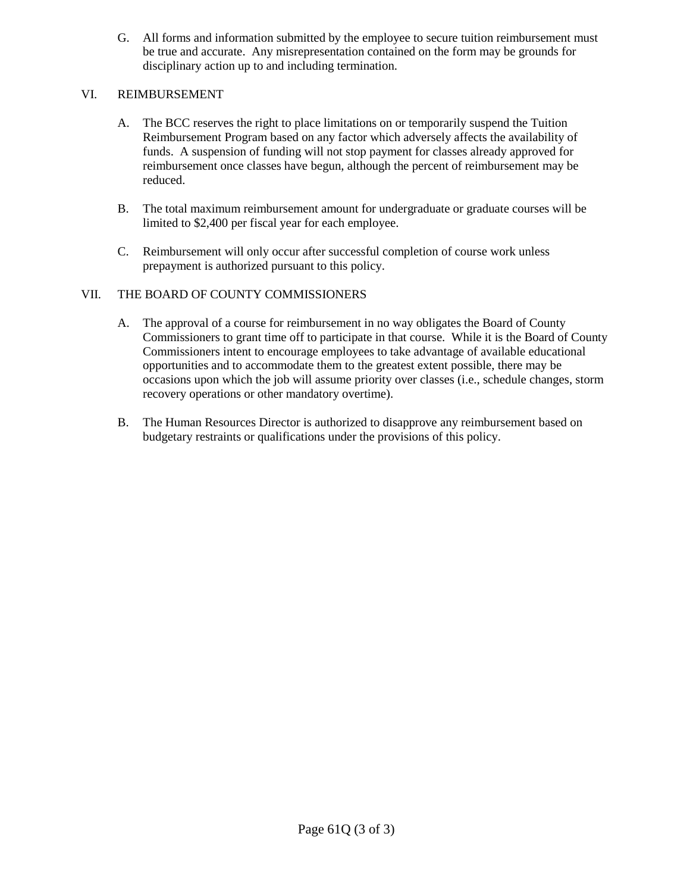G. All forms and information submitted by the employee to secure tuition reimbursement must be true and accurate. Any misrepresentation contained on the form may be grounds for disciplinary action up to and including termination.

## VI. REIMBURSEMENT

A. The BCC reserves the right to place limitations on or temporarily suspend the Tuition Reimbursement Program based on any factor which adversely affects the availability of funds. A suspension of funding will not stop payment for classes already approved for reimbursement once classes have begun, although the percent of reimbursement may be reduced.

B. The total maximum reimbursement amount for undergraduate or graduate courses will be limited to $2,400 per fiscal year for each employee.

C. Reimbursement will only occur after successful completion of course work unless prepayment is authorized pursuant to this policy.

## VII. THE BOARD OF COUNTY COMMISSIONERS

A. The approval of a course for reimbursement in no way obligates the Board of County Commissioners to grant time off to participate in that course. While it is the Board of County Commissioners intent to encourage employees to take advantage of available educational opportunities and to accommodate them to the greatest extent possible, there may be occasions upon which the job will assume priority over classes (i.e., schedule changes, storm recovery operations or other mandatory overtime).

B. The Human Resources Director is authorized to disapprove any reimbursement based on budgetary restraints or qualifications under the provisions of this policy.